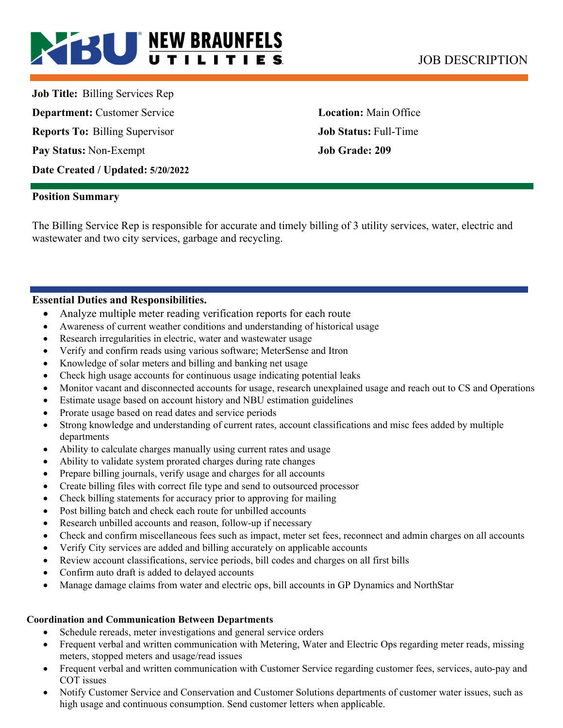# NEW BRAUNFELS UTILITIES

JOB DESCRIPTION

**Job Title:** Billing Services Rep

**Department:** Customer Service

**Location:** Main Office

**Reports To:** Billing Supervisor

**Job Status:** Full-Time

**Pay Status:** Non-Exempt

**Job Grade: 209**

**Date Created / Updated: 5/20/2022**

## Position Summary

The Billing Service Rep is responsible for accurate and timely billing of 3 utility services, water, electric and wastewater and two city services, garbage and recycling.

## Essential Duties and Responsibilities.

- Analyze multiple meter reading verification reports for each route
- Awareness of current weather conditions and understanding of historical usage
- Research irregularities in electric, water and wastewater usage
- Verify and confirm reads using various software; MeterSense and Itron
- Knowledge of solar meters and billing and banking net usage
- Check high usage accounts for continuous usage indicating potential leaks
- Monitor vacant and disconnected accounts for usage, research unexplained usage and reach out to CS and Operations
- Estimate usage based on account history and NBU estimation guidelines
- Prorate usage based on read dates and service periods
- Strong knowledge and understanding of current rates, account classifications and misc fees added by multiple departments
- Ability to calculate charges manually using current rates and usage
- Ability to validate system prorated charges during rate changes
- Prepare billing journals, verify usage and charges for all accounts
- Create billing files with correct file type and send to outsourced processor
- Check billing statements for accuracy prior to approving for mailing
- Post billing batch and check each route for unbilled accounts
- Research unbilled accounts and reason, follow-up if necessary
- Check and confirm miscellaneous fees such as impact, meter set fees, reconnect and admin charges on all accounts
- Verify City services are added and billing accurately on applicable accounts
- Review account classifications, service periods, bill codes and charges on all first bills
- Confirm auto draft is added to delayed accounts
- Manage damage claims from water and electric ops, bill accounts in GP Dynamics and NorthStar

### Coordination and Communication Between Departments

- Schedule rereads, meter investigations and general service orders
- Frequent verbal and written communication with Metering, Water and Electric Ops regarding meter reads, missing meters, stopped meters and usage/read issues
- Frequent verbal and written communication with Customer Service regarding customer fees, services, auto-pay and COT issues
- Notify Customer Service and Conservation and Customer Solutions departments of customer water issues, such as high usage and continuous consumption. Send customer letters when applicable.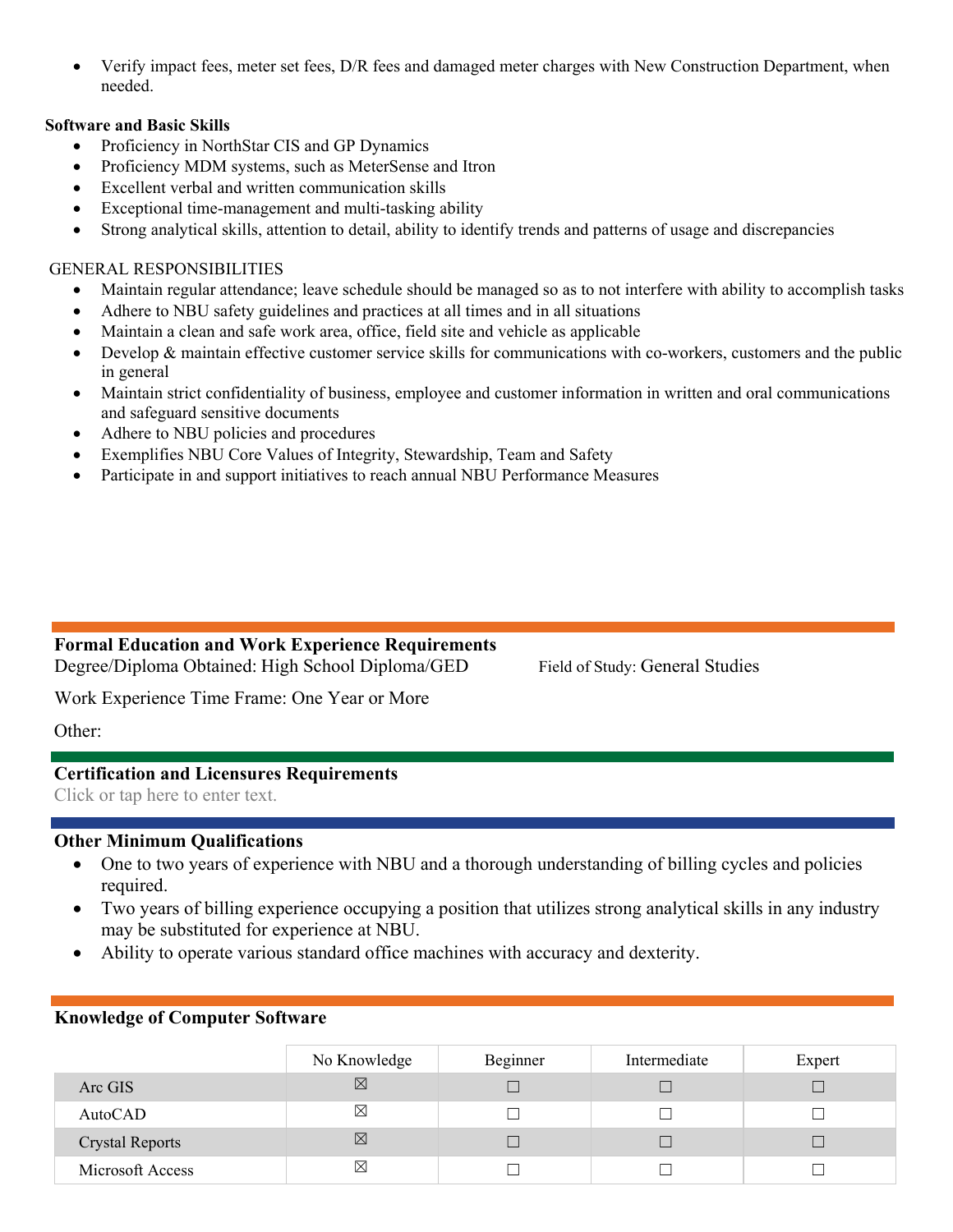- Verify impact fees, meter set fees, D/R fees and damaged meter charges with New Construction Department, when needed.

**Software and Basic Skills**

- Proficiency in NorthStar CIS and GP Dynamics
- Proficiency MDM systems, such as MeterSense and Itron
- Excellent verbal and written communication skills
- Exceptional time-management and multi-tasking ability
- Strong analytical skills, attention to detail, ability to identify trends and patterns of usage and discrepancies

GENERAL RESPONSIBILITIES

- Maintain regular attendance; leave schedule should be managed so as to not interfere with ability to accomplish tasks
- Adhere to NBU safety guidelines and practices at all times and in all situations
- Maintain a clean and safe work area, office, field site and vehicle as applicable
- Develop & maintain effective customer service skills for communications with co-workers, customers and the public in general
- Maintain strict confidentiality of business, employee and customer information in written and oral communications and safeguard sensitive documents
- Adhere to NBU policies and procedures
- Exemplifies NBU Core Values of Integrity, Stewardship, Team and Safety
- Participate in and support initiatives to reach annual NBU Performance Measures

### Formal Education and Work Experience Requirements

Degree/Diploma Obtained: High School Diploma/GED    Field of Study: General Studies

Work Experience Time Frame: One Year or More

Other:

### Certification and Licensures Requirements

Click or tap here to enter text.

### Other Minimum Qualifications

- One to two years of experience with NBU and a thorough understanding of billing cycles and policies required.
- Two years of billing experience occupying a position that utilizes strong analytical skills in any industry may be substituted for experience at NBU.
- Ability to operate various standard office machines with accuracy and dexterity.

### Knowledge of Computer Software

| | No Knowledge | Beginner | Intermediate | Expert |
|---|---|---|---|---|
| Arc GIS | ☒ | ☐ | ☐ | ☐ |
| AutoCAD | ☒ | ☐ | ☐ | ☐ |
| Crystal Reports | ☒ | ☐ | ☐ | ☐ |
| Microsoft Access | ☒ | ☐ | ☐ | ☐ |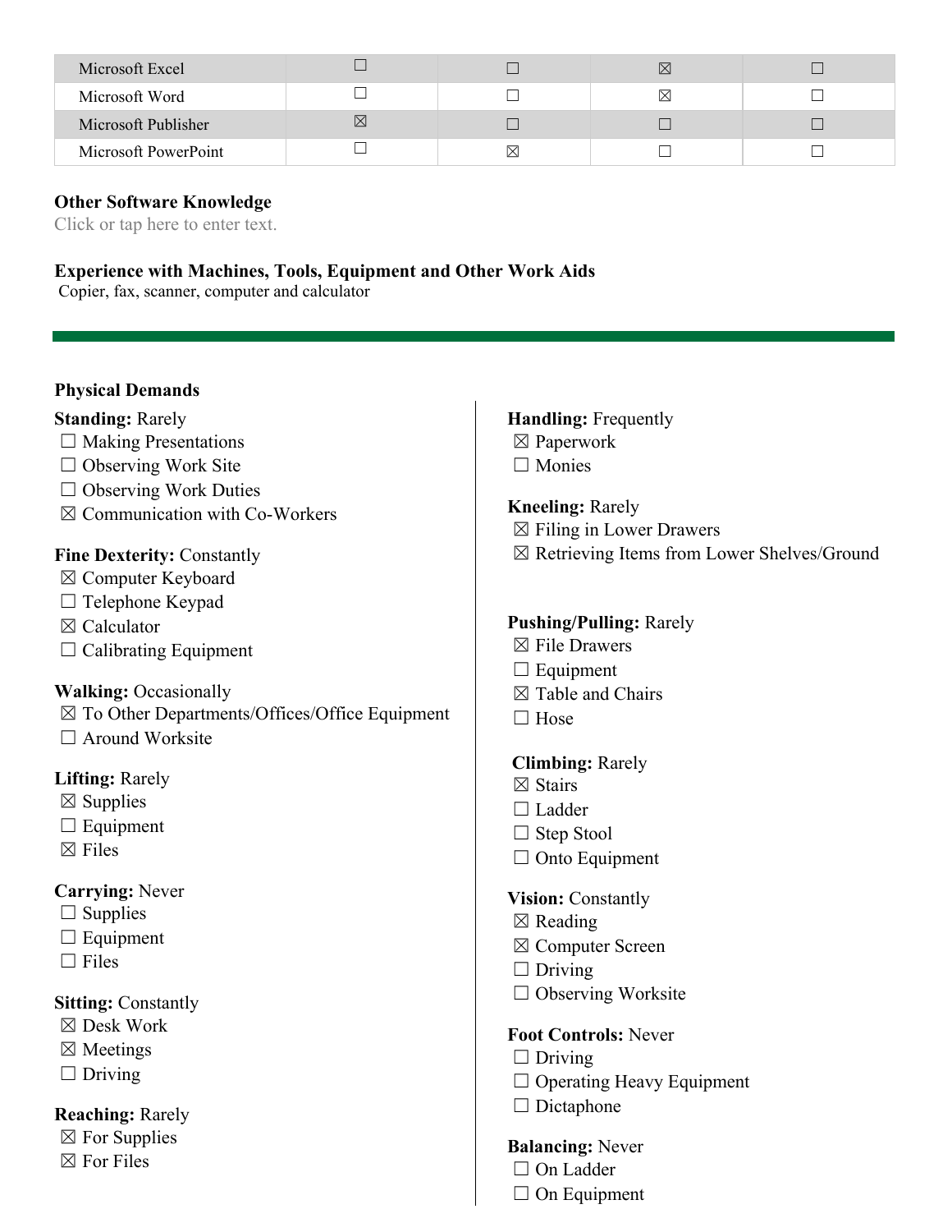| Microsoft Excel | ☐ | ☐ | ☒ | ☐ |
|---|---|---|---|---|
| Microsoft Word | ☐ | ☐ | ☒ | ☐ |
| Microsoft Publisher | ☒ | ☐ | ☐ | ☐ |
| Microsoft PowerPoint | ☐ | ☒ | ☐ | ☐ |

**Other Software Knowledge**

Click or tap here to enter text.

**Experience with Machines, Tools, Equipment and Other Work Aids**

Copier, fax, scanner, computer and calculator

---

**Physical Demands**

**Standing:** Rarely
- ☐ Making Presentations
- ☐ Observing Work Site
- ☐ Observing Work Duties
- ☒ Communication with Co-Workers

**Fine Dexterity:** Constantly
- ☒ Computer Keyboard
- ☐ Telephone Keypad
- ☒ Calculator
- ☐ Calibrating Equipment

**Walking:** Occasionally
- ☒ To Other Departments/Offices/Office Equipment
- ☐ Around Worksite

**Lifting:** Rarely
- ☒ Supplies
- ☐ Equipment
- ☒ Files

**Carrying:** Never
- ☐ Supplies
- ☐ Equipment
- ☐ Files

**Sitting:** Constantly
- ☒ Desk Work
- ☒ Meetings
- ☐ Driving

**Reaching:** Rarely
- ☒ For Supplies
- ☒ For Files

**Handling:** Frequently
- ☒ Paperwork
- ☐ Monies

**Kneeling:** Rarely
- ☒ Filing in Lower Drawers
- ☒ Retrieving Items from Lower Shelves/Ground

**Pushing/Pulling:** Rarely
- ☒ File Drawers
- ☐ Equipment
- ☒ Table and Chairs
- ☐ Hose

**Climbing:** Rarely
- ☒ Stairs
- ☐ Ladder
- ☐ Step Stool
- ☐ Onto Equipment

**Vision:** Constantly
- ☒ Reading
- ☒ Computer Screen
- ☐ Driving
- ☐ Observing Worksite

**Foot Controls:** Never
- ☐ Driving
- ☐ Operating Heavy Equipment
- ☐ Dictaphone

**Balancing:** Never
- ☐ On Ladder
- ☐ On Equipment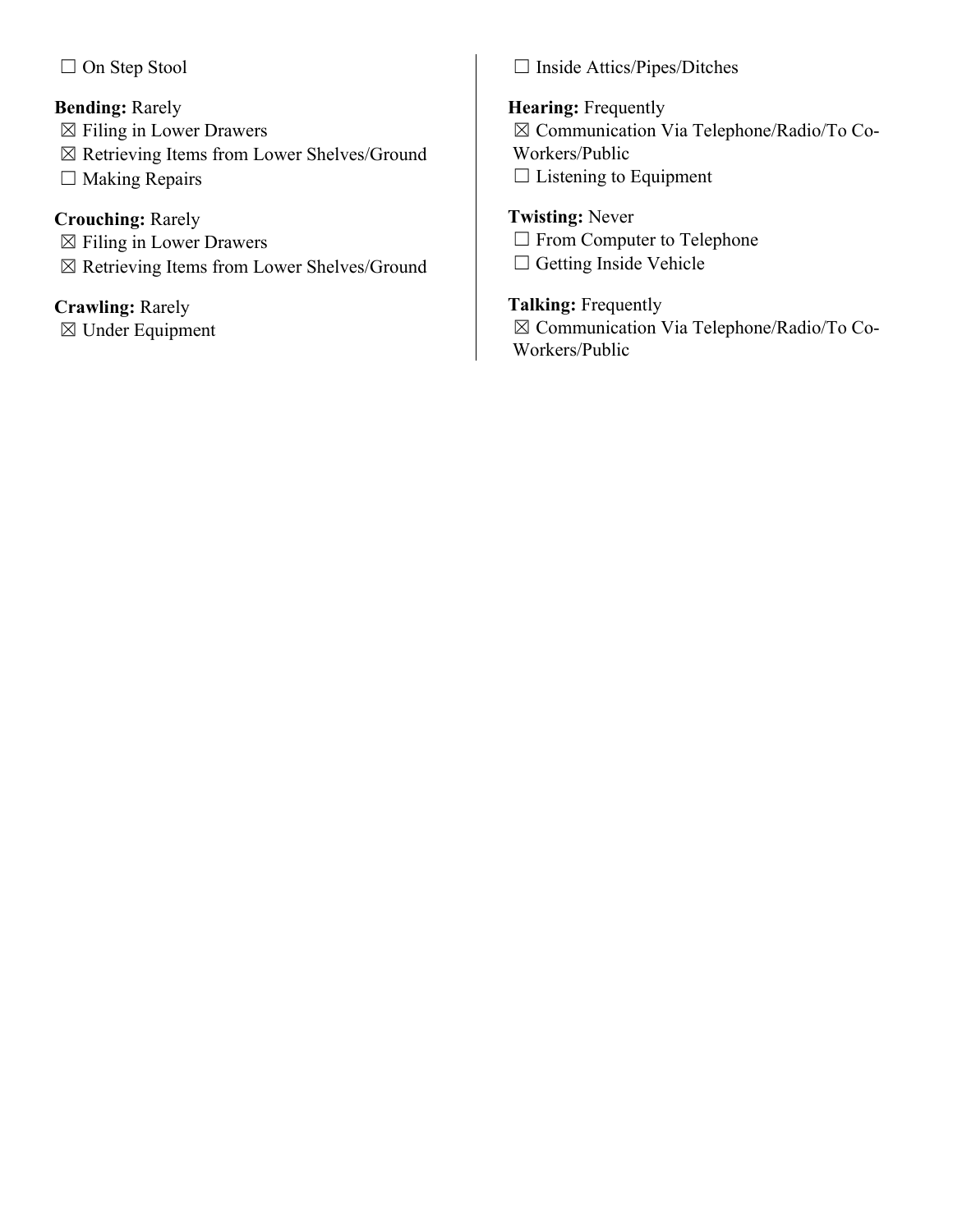☐ On Step Stool

**Bending:** Rarely
☒ Filing in Lower Drawers
☒ Retrieving Items from Lower Shelves/Ground
☐ Making Repairs

**Crouching:** Rarely
☒ Filing in Lower Drawers
☒ Retrieving Items from Lower Shelves/Ground

**Crawling:** Rarely
☒ Under Equipment
☐ Inside Attics/Pipes/Ditches

**Hearing:** Frequently
☒ Communication Via Telephone/Radio/To Co-Workers/Public
☐ Listening to Equipment

**Twisting:** Never
☐ From Computer to Telephone
☐ Getting Inside Vehicle

**Talking:** Frequently
☒ Communication Via Telephone/Radio/To Co-Workers/Public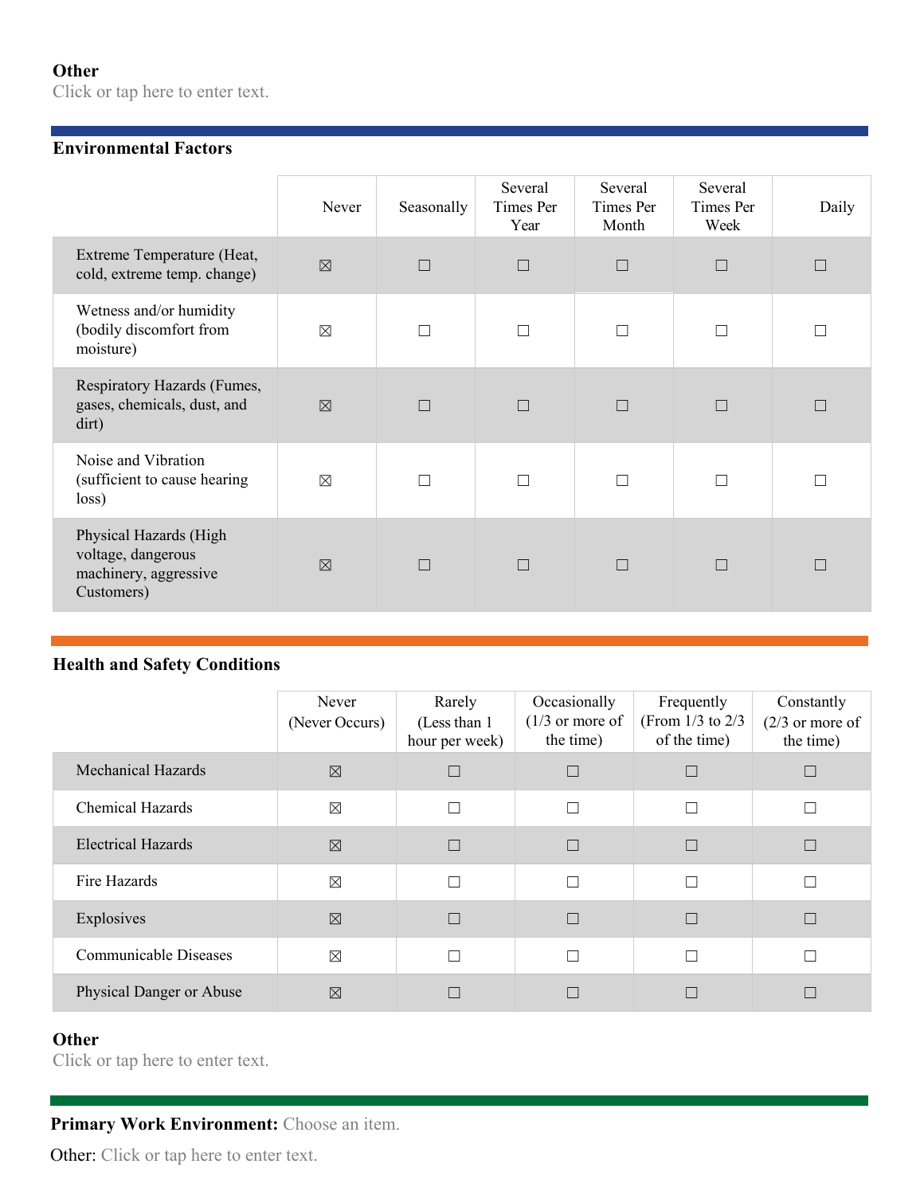**Other**
Click or tap here to enter text.

**Environmental Factors**

| | Never | Seasonally | Several Times Per Year | Several Times Per Month | Several Times Per Week | Daily |
|---|---|---|---|---|---|---|
| Extreme Temperature (Heat, cold, extreme temp. change) | ☒ | ☐ | ☐ | ☐ | ☐ | ☐ |
| Wetness and/or humidity (bodily discomfort from moisture) | ☒ | ☐ | ☐ | ☐ | ☐ | ☐ |
| Respiratory Hazards (Fumes, gases, chemicals, dust, and dirt) | ☒ | ☐ | ☐ | ☐ | ☐ | ☐ |
| Noise and Vibration (sufficient to cause hearing loss) | ☒ | ☐ | ☐ | ☐ | ☐ | ☐ |
| Physical Hazards (High voltage, dangerous machinery, aggressive Customers) | ☒ | ☐ | ☐ | ☐ | ☐ | ☐ |

**Health and Safety Conditions**

| | Never (Never Occurs) | Rarely (Less than 1 hour per week) | Occasionally (1/3 or more of the time) | Frequently (From 1/3 to 2/3 of the time) | Constantly (2/3 or more of the time) |
|---|---|---|---|---|---|
| Mechanical Hazards | ☒ | ☐ | ☐ | ☐ | ☐ |
| Chemical Hazards | ☒ | ☐ | ☐ | ☐ | ☐ |
| Electrical Hazards | ☒ | ☐ | ☐ | ☐ | ☐ |
| Fire Hazards | ☒ | ☐ | ☐ | ☐ | ☐ |
| Explosives | ☒ | ☐ | ☐ | ☐ | ☐ |
| Communicable Diseases | ☒ | ☐ | ☐ | ☐ | ☐ |
| Physical Danger or Abuse | ☒ | ☐ | ☐ | ☐ | ☐ |

**Other**
Click or tap here to enter text.

**Primary Work Environment:** Choose an item.

Other: Click or tap here to enter text.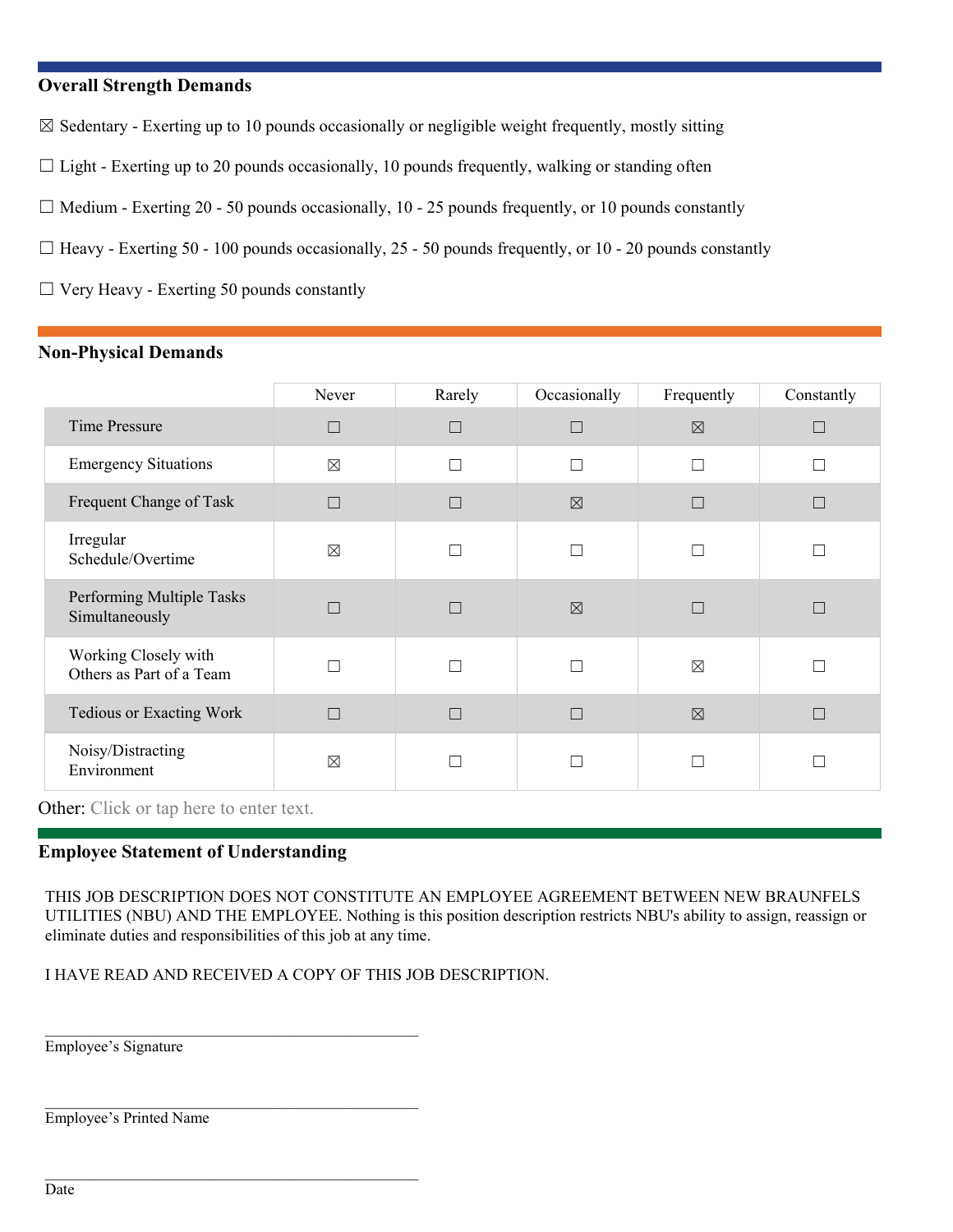## Overall Strength Demands

☒ Sedentary - Exerting up to 10 pounds occasionally or negligible weight frequently, mostly sitting

☐ Light - Exerting up to 20 pounds occasionally, 10 pounds frequently, walking or standing often

☐ Medium - Exerting 20 - 50 pounds occasionally, 10 - 25 pounds frequently, or 10 pounds constantly

☐ Heavy - Exerting 50 - 100 pounds occasionally, 25 - 50 pounds frequently, or 10 - 20 pounds constantly

☐ Very Heavy - Exerting 50 pounds constantly

## Non-Physical Demands

| | Never | Rarely | Occasionally | Frequently | Constantly |
|---|---|---|---|---|---|
| Time Pressure | ☐ | ☐ | ☐ | ☒ | ☐ |
| Emergency Situations | ☒ | ☐ | ☐ | ☐ | ☐ |
| Frequent Change of Task | ☐ | ☐ | ☒ | ☐ | ☐ |
| Irregular Schedule/Overtime | ☒ | ☐ | ☐ | ☐ | ☐ |
| Performing Multiple Tasks Simultaneously | ☐ | ☐ | ☒ | ☐ | ☐ |
| Working Closely with Others as Part of a Team | ☐ | ☐ | ☐ | ☒ | ☐ |
| Tedious or Exacting Work | ☐ | ☐ | ☐ | ☒ | ☐ |
| Noisy/Distracting Environment | ☒ | ☐ | ☐ | ☐ | ☐ |

Other: Click or tap here to enter text.

## Employee Statement of Understanding

THIS JOB DESCRIPTION DOES NOT CONSTITUTE AN EMPLOYEE AGREEMENT BETWEEN NEW BRAUNFELS UTILITIES (NBU) AND THE EMPLOYEE. Nothing is this position description restricts NBU's ability to assign, reassign or eliminate duties and responsibilities of this job at any time.

I HAVE READ AND RECEIVED A COPY OF THIS JOB DESCRIPTION.

\_\_\_\_\_\_\_\_\_\_\_\_\_\_\_\_\_\_\_\_\_\_\_\_\_\_\_\_\_\_\_\_\_\_\_\_\_\_\_\_\_\_\_\_\_\_\_\_\_\_

Employee's Signature

\_\_\_\_\_\_\_\_\_\_\_\_\_\_\_\_\_\_\_\_\_\_\_\_\_\_\_\_\_\_\_\_\_\_\_\_\_\_\_\_\_\_\_\_\_\_\_\_\_\_

Employee's Printed Name

\_\_\_\_\_\_\_\_\_\_\_\_\_\_\_\_\_\_\_\_\_\_\_\_\_\_\_\_\_\_\_\_\_\_\_\_\_\_\_\_\_\_\_\_\_\_\_\_\_\_

Date